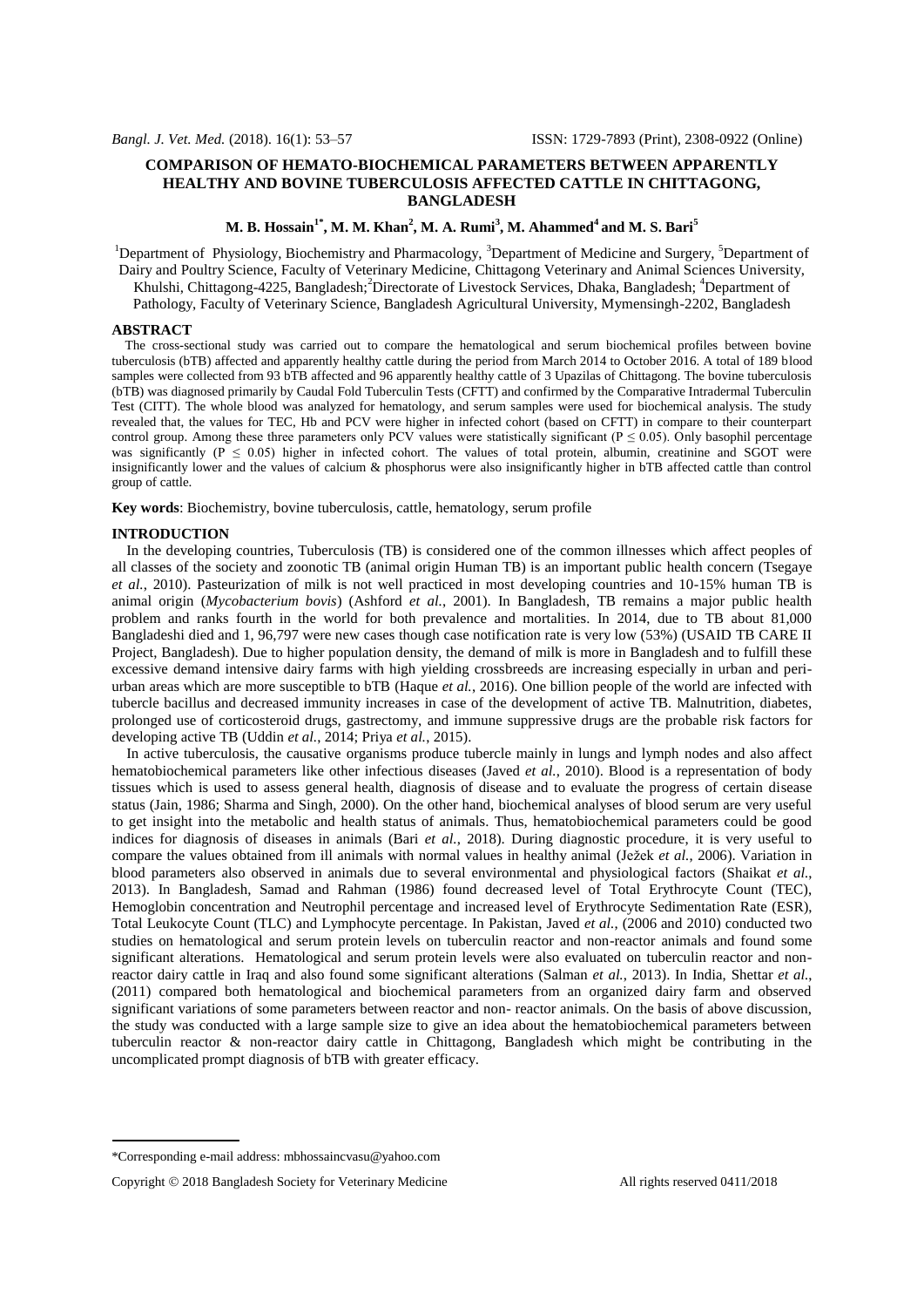# COMPARISON OF HEMATO-BIOCHEMICAL PARAMETERS BETWEEN APPARENTLY HEALTHY AND BOVINE TUBERCULOSIS AFFECTED CATTLE IN CHITTAGONG, BANGLADESH

**M. B. Hossain[1*], M. M. Khan[2], M. A. Rumi[3], M. Ahammed[4] and M. S. Bari[5]**

[1]Department of Physiology, Biochemistry and Pharmacology, [3]Department of Medicine and Surgery, [5]Department of Dairy and Poultry Science, Faculty of Veterinary Medicine, Chittagong Veterinary and Animal Sciences University, Khulshi, Chittagong-4225, Bangladesh; [2]Directorate of Livestock Services, Dhaka, Bangladesh; [4]Department of Pathology, Faculty of Veterinary Science, Bangladesh Agricultural University, Mymensingh-2202, Bangladesh

## ABSTRACT

The cross-sectional study was carried out to compare the hematological and serum biochemical profiles between bovine tuberculosis (bTB) affected and apparently healthy cattle during the period from March 2014 to October 2016. A total of 189 blood samples were collected from 93 bTB affected and 96 apparently healthy cattle of 3 Upazilas of Chittagong. The bovine tuberculosis (bTB) was diagnosed primarily by Caudal Fold Tuberculin Tests (CFTT) and confirmed by the Comparative Intradermal Tuberculin Test (CITT). The whole blood was analyzed for hematology, and serum samples were used for biochemical analysis. The study revealed that, the values for TEC, Hb and PCV were higher in infected cohort (based on CFTT) in compare to their counterpart control group. Among these three parameters only PCV values were statistically significant ($P \leq 0.05$). Only basophil percentage was significantly ($P \leq 0.05$) higher in infected cohort. The values of total protein, albumin, creatinine and SGOT were insignificantly lower and the values of calcium & phosphorus were also insignificantly higher in bTB affected cattle than control group of cattle.

**Key words**: Biochemistry, bovine tuberculosis, cattle, hematology, serum profile

## INTRODUCTION

In the developing countries, Tuberculosis (TB) is considered one of the common illnesses which affect peoples of all classes of the society and zoonotic TB (animal origin Human TB) is an important public health concern (Tsegaye *et al.*, 2010). Pasteurization of milk is not well practiced in most developing countries and 10-15% human TB is animal origin (*Mycobacterium bovis*) (Ashford *et al.*, 2001). In Bangladesh, TB remains a major public health problem and ranks fourth in the world for both prevalence and mortalities. In 2014, due to TB about 81,000 Bangladeshi died and 1, 96,797 were new cases though case notification rate is very low (53%) (USAID TB CARE II Project, Bangladesh). Due to higher population density, the demand of milk is more in Bangladesh and to fulfill these excessive demand intensive dairy farms with high yielding crossbreeds are increasing especially in urban and peri-urban areas which are more susceptible to bTB (Haque *et al.*, 2016). One billion people of the world are infected with tubercle bacillus and decreased immunity increases in case of the development of active TB. Malnutrition, diabetes, prolonged use of corticosteroid drugs, gastrectomy, and immune suppressive drugs are the probable risk factors for developing active TB (Uddin *et al.*, 2014; Priya *et al.*, 2015).

In active tuberculosis, the causative organisms produce tubercle mainly in lungs and lymph nodes and also affect hematobiochemical parameters like other infectious diseases (Javed *et al.*, 2010). Blood is a representation of body tissues which is used to assess general health, diagnosis of disease and to evaluate the progress of certain disease status (Jain, 1986; Sharma and Singh, 2000). On the other hand, biochemical analyses of blood serum are very useful to get insight into the metabolic and health status of animals. Thus, hematobiochemical parameters could be good indices for diagnosis of diseases in animals (Bari *et al.*, 2018). During diagnostic procedure, it is very useful to compare the values obtained from ill animals with normal values in healthy animal (Ježek *et al.*, 2006). Variation in blood parameters also observed in animals due to several environmental and physiological factors (Shaikat *et al.*, 2013). In Bangladesh, Samad and Rahman (1986) found decreased level of Total Erythrocyte Count (TEC), Hemoglobin concentration and Neutrophil percentage and increased level of Erythrocyte Sedimentation Rate (ESR), Total Leukocyte Count (TLC) and Lymphocyte percentage. In Pakistan, Javed *et al.*, (2006 and 2010) conducted two studies on hematological and serum protein levels on tuberculin reactor and non-reactor animals and found some significant alterations. Hematological and serum protein levels were also evaluated on tuberculin reactor and non-reactor dairy cattle in Iraq and also found some significant alterations (Salman *et al.*, 2013). In India, Shettar *et al.*, (2011) compared both hematological and biochemical parameters from an organized dairy farm and observed significant variations of some parameters between reactor and non- reactor animals. On the basis of above discussion, the study was conducted with a large sample size to give an idea about the hematobiochemical parameters between tuberculin reactor & non-reactor dairy cattle in Chittagong, Bangladesh which might be contributing in the uncomplicated prompt diagnosis of bTB with greater efficacy.

---

*Corresponding e-mail address: mbhossaincvasu@yahoo.com

Copyright © 2018 Bangladesh Society for Veterinary Medicine All rights reserved 0411/2018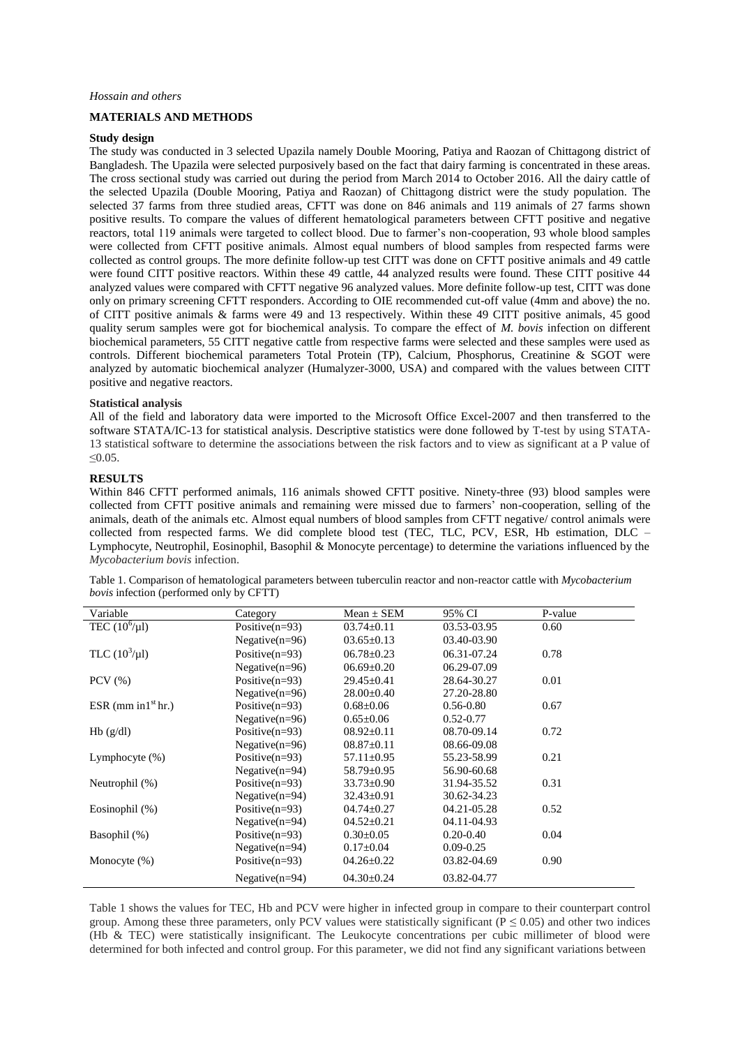## MATERIALS AND METHODS

### Study design

The study was conducted in 3 selected Upazila namely Double Mooring, Patiya and Raozan of Chittagong district of Bangladesh. The Upazila were selected purposively based on the fact that dairy farming is concentrated in these areas. The cross sectional study was carried out during the period from March 2014 to October 2016. All the dairy cattle of the selected Upazila (Double Mooring, Patiya and Raozan) of Chittagong district were the study population. The selected 37 farms from three studied areas, CFTT was done on 846 animals and 119 animals of 27 farms shown positive results. To compare the values of different hematological parameters between CFTT positive and negative reactors, total 119 animals were targeted to collect blood. Due to farmer's non-cooperation, 93 whole blood samples were collected from CFTT positive animals. Almost equal numbers of blood samples from respected farms were collected as control groups. The more definite follow-up test CITT was done on CFTT positive animals and 49 cattle were found CITT positive reactors. Within these 49 cattle, 44 analyzed results were found. These CITT positive 44 analyzed values were compared with CFTT negative 96 analyzed values. More definite follow-up test, CITT was done only on primary screening CFTT responders. According to OIE recommended cut-off value (4mm and above) the no. of CITT positive animals & farms were 49 and 13 respectively. Within these 49 CITT positive animals, 45 good quality serum samples were got for biochemical analysis. To compare the effect of *M. bovis* infection on different biochemical parameters, 55 CITT negative cattle from respective farms were selected and these samples were used as controls. Different biochemical parameters Total Protein (TP), Calcium, Phosphorus, Creatinine & SGOT were analyzed by automatic biochemical analyzer (Humalyzer-3000, USA) and compared with the values between CITT positive and negative reactors.

### Statistical analysis

All of the field and laboratory data were imported to the Microsoft Office Excel-2007 and then transferred to the software STATA/IC-13 for statistical analysis. Descriptive statistics were done followed by T-test by using STATA-13 statistical software to determine the associations between the risk factors and to view as significant at a P value of $\leq$0.05.

## RESULTS

Within 846 CFTT performed animals, 116 animals showed CFTT positive. Ninety-three (93) blood samples were collected from CFTT positive animals and remaining were missed due to farmers' non-cooperation, selling of the animals, death of the animals etc. Almost equal numbers of blood samples from CFTT negative/ control animals were collected from respected farms. We did complete blood test (TEC, TLC, PCV, ESR, Hb estimation, DLC – Lymphocyte, Neutrophil, Eosinophil, Basophil & Monocyte percentage) to determine the variations influenced by the *Mycobacterium bovis* infection.

Table 1. Comparison of hematological parameters between tuberculin reactor and non-reactor cattle with *Mycobacterium bovis* infection (performed only by CFTT)

| Variable | Category | Mean ± SEM | 95% CI | P-value |
|---|---|---|---|---|
| TEC ($10^6$/µl) | Positive(n=93) | 03.74±0.11 | 03.53-03.95 | 0.60 |
| | Negative(n=96) | 03.65±0.13 | 03.40-03.90 | |
| TLC ($10^3$/µl) | Positive(n=93) | 06.78±0.23 | 06.31-07.24 | 0.78 |
| | Negative(n=96) | 06.69±0.20 | 06.29-07.09 | |
| PCV (%) | Positive(n=93) | 29.45±0.41 | 28.64-30.27 | 0.01 |
| | Negative(n=96) | 28.00±0.40 | 27.20-28.80 | |
| ESR (mm in1$^{st}$ hr.) | Positive(n=93) | 0.68±0.06 | 0.56-0.80 | 0.67 |
| | Negative(n=96) | 0.65±0.06 | 0.52-0.77 | |
| Hb (g/dl) | Positive(n=93) | 08.92±0.11 | 08.70-09.14 | 0.72 |
| | Negative(n=96) | 08.87±0.11 | 08.66-09.08 | |
| Lymphocyte (%) | Positive(n=93) | 57.11±0.95 | 55.23-58.99 | 0.21 |
| | Negative(n=94) | 58.79±0.95 | 56.90-60.68 | |
| Neutrophil (%) | Positive(n=93) | 33.73±0.90 | 31.94-35.52 | 0.31 |
| | Negative(n=94) | 32.43±0.91 | 30.62-34.23 | |
| Eosinophil (%) | Positive(n=93) | 04.74±0.27 | 04.21-05.28 | 0.52 |
| | Negative(n=94) | 04.52±0.21 | 04.11-04.93 | |
| Basophil (%) | Positive(n=93) | 0.30±0.05 | 0.20-0.40 | 0.04 |
| | Negative(n=94) | 0.17±0.04 | 0.09-0.25 | |
| Monocyte (%) | Positive(n=93) | 04.26±0.22 | 03.82-04.69 | 0.90 |
| | Negative(n=94) | 04.30±0.24 | 03.82-04.77 | |

Table 1 shows the values for TEC, Hb and PCV were higher in infected group in compare to their counterpart control group. Among these three parameters, only PCV values were statistically significant ($P \leq 0.05$) and other two indices (Hb & TEC) were statistically insignificant. The Leukocyte concentrations per cubic millimeter of blood were determined for both infected and control group. For this parameter, we did not find any significant variations between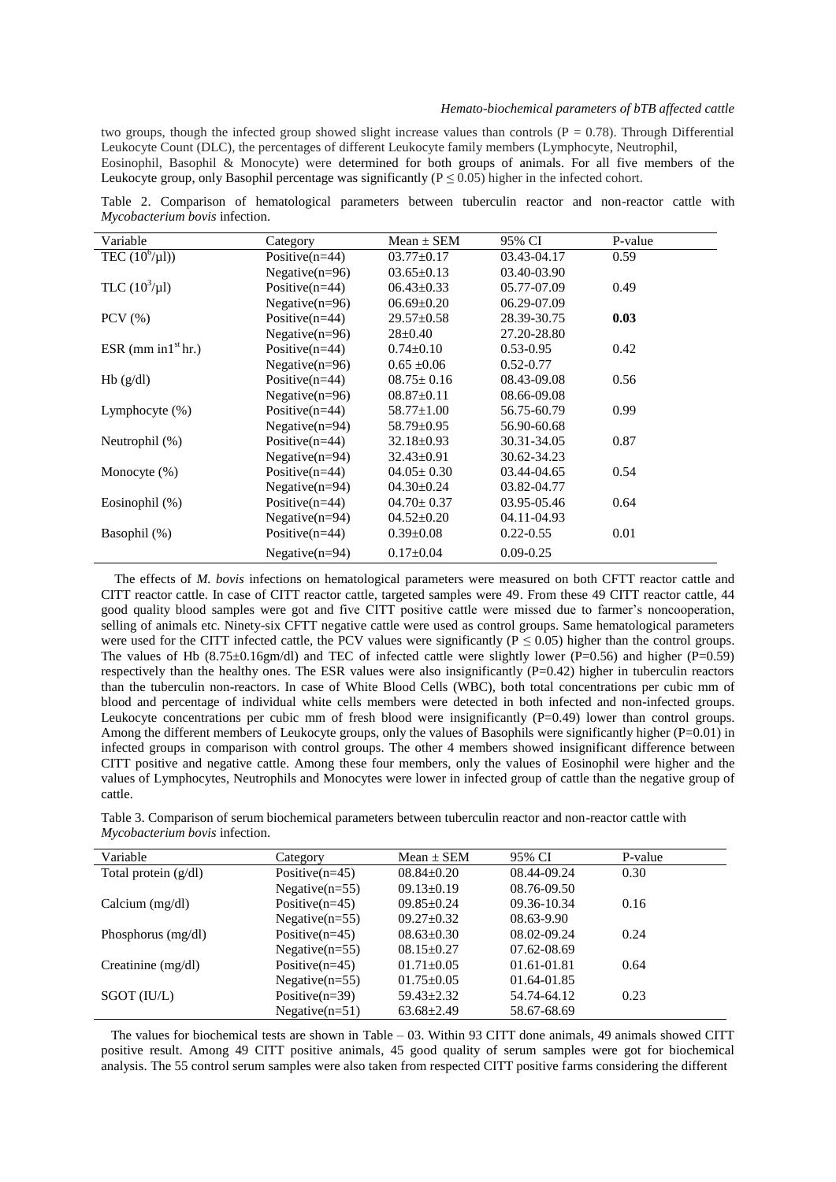two groups, though the infected group showed slight increase values than controls (P = 0.78). Through Differential Leukocyte Count (DLC), the percentages of different Leukocyte family members (Lymphocyte, Neutrophil, Eosinophil, Basophil & Monocyte) were determined for both groups of animals. For all five members of the Leukocyte group, only Basophil percentage was significantly ($P \leq 0.05$) higher in the infected cohort.

Table 2. Comparison of hematological parameters between tuberculin reactor and non-reactor cattle with *Mycobacterium bovis* infection.

| Variable | Category | Mean ± SEM | 95% CI | P-value |
|---|---|---|---|---|
| TEC ($10^6/\mu l$)) | Positive(n=44) | 03.77±0.17 | 03.43-04.17 | 0.59 |
| | Negative(n=96) | 03.65±0.13 | 03.40-03.90 | |
| TLC ($10^3/\mu l$) | Positive(n=44) | 06.43±0.33 | 05.77-07.09 | 0.49 |
| | Negative(n=96) | 06.69±0.20 | 06.29-07.09 | |
| PCV (%) | Positive(n=44) | 29.57±0.58 | 28.39-30.75 | **0.03** |
| | Negative(n=96) | 28±0.40 | 27.20-28.80 | |
| ESR (mm in1$^{st}$ hr.) | Positive(n=44) | 0.74±0.10 | 0.53-0.95 | 0.42 |
| | Negative(n=96) | 0.65 ±0.06 | 0.52-0.77 | |
| Hb (g/dl) | Positive(n=44) | 08.75± 0.16 | 08.43-09.08 | 0.56 |
| | Negative(n=96) | 08.87±0.11 | 08.66-09.08 | |
| Lymphocyte (%) | Positive(n=44) | 58.77±1.00 | 56.75-60.79 | 0.99 |
| | Negative(n=94) | 58.79±0.95 | 56.90-60.68 | |
| Neutrophil (%) | Positive(n=44) | 32.18±0.93 | 30.31-34.05 | 0.87 |
| | Negative(n=94) | 32.43±0.91 | 30.62-34.23 | |
| Monocyte (%) | Positive(n=44) | 04.05± 0.30 | 03.44-04.65 | 0.54 |
| | Negative(n=94) | 04.30±0.24 | 03.82-04.77 | |
| Eosinophil (%) | Positive(n=44) | 04.70± 0.37 | 03.95-05.46 | 0.64 |
| | Negative(n=94) | 04.52±0.20 | 04.11-04.93 | |
| Basophil (%) | Positive(n=44) | 0.39±0.08 | 0.22-0.55 | 0.01 |
| | Negative(n=94) | 0.17±0.04 | 0.09-0.25 | |

The effects of *M. bovis* infections on hematological parameters were measured on both CFTT reactor cattle and CITT reactor cattle. In case of CITT reactor cattle, targeted samples were 49. From these 49 CITT reactor cattle, 44 good quality blood samples were got and five CITT positive cattle were missed due to farmer's noncooperation, selling of animals etc. Ninety-six CFTT negative cattle were used as control groups. Same hematological parameters were used for the CITT infected cattle, the PCV values were significantly ($P \leq 0.05$) higher than the control groups. The values of Hb (8.75±0.16gm/dl) and TEC of infected cattle were slightly lower (P=0.56) and higher (P=0.59) respectively than the healthy ones. The ESR values were also insignificantly (P=0.42) higher in tuberculin reactors than the tuberculin non-reactors. In case of White Blood Cells (WBC), both total concentrations per cubic mm of blood and percentage of individual white cells members were detected in both infected and non-infected groups. Leukocyte concentrations per cubic mm of fresh blood were insignificantly (P=0.49) lower than control groups. Among the different members of Leukocyte groups, only the values of Basophils were significantly higher (P=0.01) in infected groups in comparison with control groups. The other 4 members showed insignificant difference between CITT positive and negative cattle. Among these four members, only the values of Eosinophil were higher and the values of Lymphocytes, Neutrophils and Monocytes were lower in infected group of cattle than the negative group of cattle.

Table 3. Comparison of serum biochemical parameters between tuberculin reactor and non-reactor cattle with *Mycobacterium bovis* infection.

| Variable | Category | Mean ± SEM | 95% CI | P-value |
|---|---|---|---|---|
| Total protein (g/dl) | Positive(n=45) | 08.84±0.20 | 08.44-09.24 | 0.30 |
| | Negative(n=55) | 09.13±0.19 | 08.76-09.50 | |
| Calcium (mg/dl) | Positive(n=45) | 09.85±0.24 | 09.36-10.34 | 0.16 |
| | Negative(n=55) | 09.27±0.32 | 08.63-9.90 | |
| Phosphorus (mg/dl) | Positive(n=45) | 08.63±0.30 | 08.02-09.24 | 0.24 |
| | Negative(n=55) | 08.15±0.27 | 07.62-08.69 | |
| Creatinine (mg/dl) | Positive(n=45) | 01.71±0.05 | 01.61-01.81 | 0.64 |
| | Negative(n=55) | 01.75±0.05 | 01.64-01.85 | |
| SGOT (IU/L) | Positive(n=39) | 59.43±2.32 | 54.74-64.12 | 0.23 |
| | Negative(n=51) | 63.68±2.49 | 58.67-68.69 | |

The values for biochemical tests are shown in Table – 03. Within 93 CITT done animals, 49 animals showed CITT positive result. Among 49 CITT positive animals, 45 good quality of serum samples were got for biochemical analysis. The 55 control serum samples were also taken from respected CITT positive farms considering the different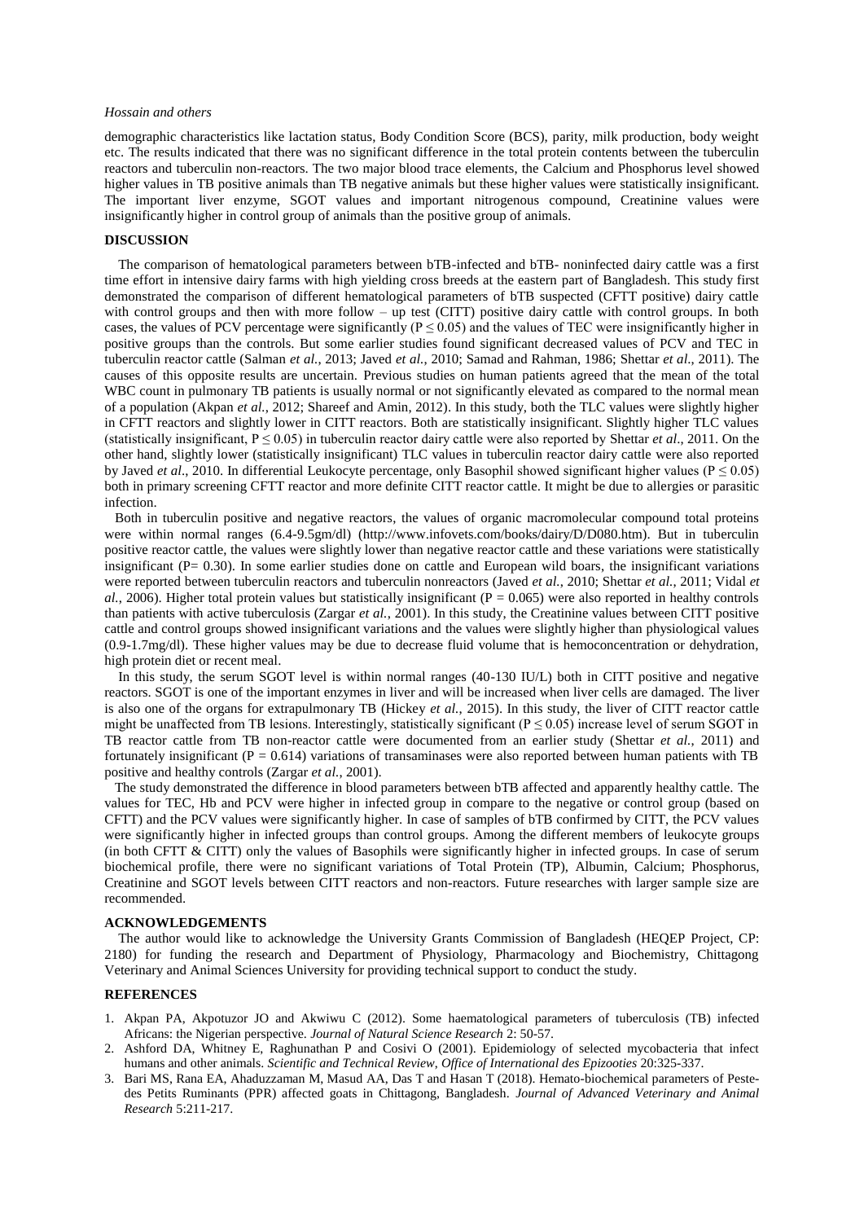demographic characteristics like lactation status, Body Condition Score (BCS), parity, milk production, body weight etc. The results indicated that there was no significant difference in the total protein contents between the tuberculin reactors and tuberculin non-reactors. The two major blood trace elements, the Calcium and Phosphorus level showed higher values in TB positive animals than TB negative animals but these higher values were statistically insignificant. The important liver enzyme, SGOT values and important nitrogenous compound, Creatinine values were insignificantly higher in control group of animals than the positive group of animals.

## DISCUSSION

The comparison of hematological parameters between bTB-infected and bTB- noninfected dairy cattle was a first time effort in intensive dairy farms with high yielding cross breeds at the eastern part of Bangladesh. This study first demonstrated the comparison of different hematological parameters of bTB suspected (CFTT positive) dairy cattle with control groups and then with more follow – up test (CITT) positive dairy cattle with control groups. In both cases, the values of PCV percentage were significantly ($P \leq 0.05$) and the values of TEC were insignificantly higher in positive groups than the controls. But some earlier studies found significant decreased values of PCV and TEC in tuberculin reactor cattle (Salman *et al.*, 2013; Javed *et al.*, 2010; Samad and Rahman, 1986; Shettar *et al*., 2011). The causes of this opposite results are uncertain. Previous studies on human patients agreed that the mean of the total WBC count in pulmonary TB patients is usually normal or not significantly elevated as compared to the normal mean of a population (Akpan *et al.*, 2012; Shareef and Amin, 2012). In this study, both the TLC values were slightly higher in CFTT reactors and slightly lower in CITT reactors. Both are statistically insignificant. Slightly higher TLC values (statistically insignificant, $P \leq 0.05$) in tuberculin reactor dairy cattle were also reported by Shettar *et al*., 2011. On the other hand, slightly lower (statistically insignificant) TLC values in tuberculin reactor dairy cattle were also reported by Javed *et al*., 2010. In differential Leukocyte percentage, only Basophil showed significant higher values ($P \leq 0.05$) both in primary screening CFTT reactor and more definite CITT reactor cattle. It might be due to allergies or parasitic infection.

Both in tuberculin positive and negative reactors, the values of organic macromolecular compound total proteins were within normal ranges (6.4-9.5gm/dl) (http://www.infovets.com/books/dairy/D/D080.htm). But in tuberculin positive reactor cattle, the values were slightly lower than negative reactor cattle and these variations were statistically insignificant (P= 0.30). In some earlier studies done on cattle and European wild boars, the insignificant variations were reported between tuberculin reactors and tuberculin nonreactors (Javed *et al.*, 2010; Shettar *et al.*, 2011; Vidal *et al.*, 2006). Higher total protein values but statistically insignificant ($P = 0.065$) were also reported in healthy controls than patients with active tuberculosis (Zargar *et al.*, 2001). In this study, the Creatinine values between CITT positive cattle and control groups showed insignificant variations and the values were slightly higher than physiological values (0.9-1.7mg/dl). These higher values may be due to decrease fluid volume that is hemoconcentration or dehydration, high protein diet or recent meal.

In this study, the serum SGOT level is within normal ranges (40-130 IU/L) both in CITT positive and negative reactors. SGOT is one of the important enzymes in liver and will be increased when liver cells are damaged. The liver is also one of the organs for extrapulmonary TB (Hickey *et al.*, 2015). In this study, the liver of CITT reactor cattle might be unaffected from TB lesions. Interestingly, statistically significant ($P \leq 0.05$) increase level of serum SGOT in TB reactor cattle from TB non-reactor cattle were documented from an earlier study (Shettar *et al.*, 2011) and fortunately insignificant ($P = 0.614$) variations of transaminases were also reported between human patients with TB positive and healthy controls (Zargar *et al.*, 2001).

The study demonstrated the difference in blood parameters between bTB affected and apparently healthy cattle. The values for TEC, Hb and PCV were higher in infected group in compare to the negative or control group (based on CFTT) and the PCV values were significantly higher. In case of samples of bTB confirmed by CITT, the PCV values were significantly higher in infected groups than control groups. Among the different members of leukocyte groups (in both CFTT & CITT) only the values of Basophils were significantly higher in infected groups. In case of serum biochemical profile, there were no significant variations of Total Protein (TP), Albumin, Calcium; Phosphorus, Creatinine and SGOT levels between CITT reactors and non-reactors. Future researches with larger sample size are recommended.

## ACKNOWLEDGEMENTS

The author would like to acknowledge the University Grants Commission of Bangladesh (HEQEP Project, CP: 2180) for funding the research and Department of Physiology, Pharmacology and Biochemistry, Chittagong Veterinary and Animal Sciences University for providing technical support to conduct the study.

## REFERENCES

1. Akpan PA, Akpotuzor JO and Akwiwu C (2012). Some haematological parameters of tuberculosis (TB) infected Africans: the Nigerian perspective. *Journal of Natural Science Research* 2: 50-57.
2. Ashford DA, Whitney E, Raghunathan P and Cosivi O (2001). Epidemiology of selected mycobacteria that infect humans and other animals. *Scientific and Technical Review, Office of International des Epizooties* 20:325-337.
3. Bari MS, Rana EA, Ahaduzzaman M, Masud AA, Das T and Hasan T (2018). Hemato-biochemical parameters of Peste-des Petits Ruminants (PPR) affected goats in Chittagong, Bangladesh. *Journal of Advanced Veterinary and Animal Research* 5:211-217.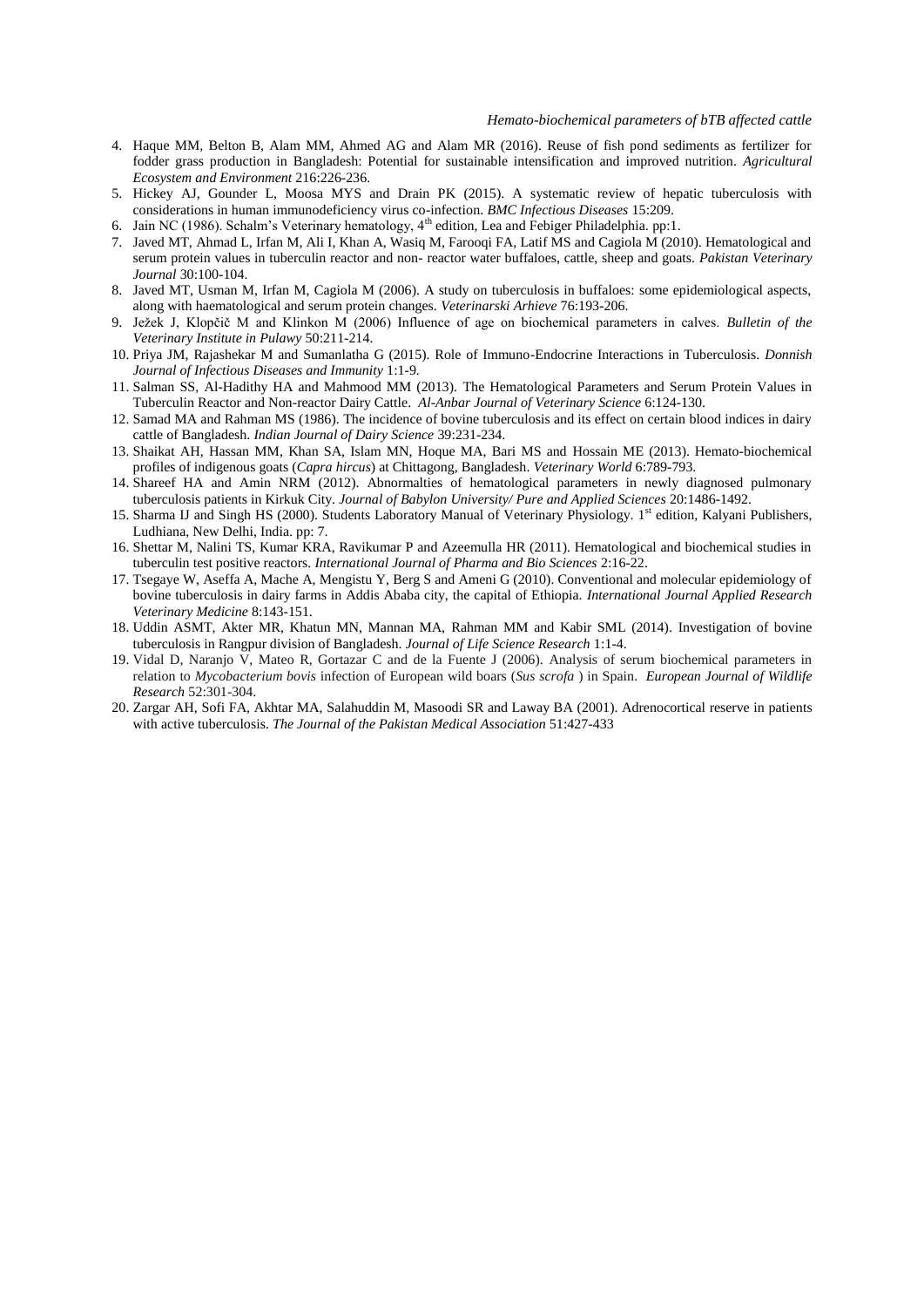4. Haque MM, Belton B, Alam MM, Ahmed AG and Alam MR (2016). Reuse of fish pond sediments as fertilizer for fodder grass production in Bangladesh: Potential for sustainable intensification and improved nutrition. *Agricultural Ecosystem and Environment* 216:226-236.
5. Hickey AJ, Gounder L, Moosa MYS and Drain PK (2015). A systematic review of hepatic tuberculosis with considerations in human immunodeficiency virus co-infection. *BMC Infectious Diseases* 15:209.
6. Jain NC (1986). Schalm's Veterinary hematology, 4th edition, Lea and Febiger Philadelphia. pp:1.
7. Javed MT, Ahmad L, Irfan M, Ali I, Khan A, Wasiq M, Farooqi FA, Latif MS and Cagiola M (2010). Hematological and serum protein values in tuberculin reactor and non- reactor water buffaloes, cattle, sheep and goats. *Pakistan Veterinary Journal* 30:100-104.
8. Javed MT, Usman M, Irfan M, Cagiola M (2006). A study on tuberculosis in buffaloes: some epidemiological aspects, along with haematological and serum protein changes. *Veterinarski Arhieve* 76:193-206.
9. Ježek J, Klopčič M and Klinkon M (2006) Influence of age on biochemical parameters in calves. *Bulletin of the Veterinary Institute in Pulawy* 50:211-214.
10. Priya JM, Rajashekar M and Sumanlatha G (2015). Role of Immuno-Endocrine Interactions in Tuberculosis. *Donnish Journal of Infectious Diseases and Immunity* 1:1-9.
11. Salman SS, Al-Hadithy HA and Mahmood MM (2013). The Hematological Parameters and Serum Protein Values in Tuberculin Reactor and Non-reactor Dairy Cattle. *Al-Anbar Journal of Veterinary Science* 6:124-130.
12. Samad MA and Rahman MS (1986). The incidence of bovine tuberculosis and its effect on certain blood indices in dairy cattle of Bangladesh. *Indian Journal of Dairy Science* 39:231-234.
13. Shaikat AH, Hassan MM, Khan SA, Islam MN, Hoque MA, Bari MS and Hossain ME (2013). Hemato-biochemical profiles of indigenous goats (*Capra hircus*) at Chittagong, Bangladesh. *Veterinary World* 6:789-793.
14. Shareef HA and Amin NRM (2012). Abnormalties of hematological parameters in newly diagnosed pulmonary tuberculosis patients in Kirkuk City. *Journal of Babylon University/ Pure and Applied Sciences* 20:1486-1492.
15. Sharma IJ and Singh HS (2000). Students Laboratory Manual of Veterinary Physiology. 1st edition, Kalyani Publishers, Ludhiana, New Delhi, India. pp: 7.
16. Shettar M, Nalini TS, Kumar KRA, Ravikumar P and Azeemulla HR (2011). Hematological and biochemical studies in tuberculin test positive reactors. *International Journal of Pharma and Bio Sciences* 2:16-22.
17. Tsegaye W, Aseffa A, Mache A, Mengistu Y, Berg S and Ameni G (2010). Conventional and molecular epidemiology of bovine tuberculosis in dairy farms in Addis Ababa city, the capital of Ethiopia. *International Journal Applied Research Veterinary Medicine* 8:143-151.
18. Uddin ASMT, Akter MR, Khatun MN, Mannan MA, Rahman MM and Kabir SML (2014). Investigation of bovine tuberculosis in Rangpur division of Bangladesh. *Journal of Life Science Research* 1:1-4.
19. Vidal D, Naranjo V, Mateo R, Gortazar C and de la Fuente J (2006). Analysis of serum biochemical parameters in relation to *Mycobacterium bovis* infection of European wild boars (*Sus scrofa* ) in Spain. *European Journal of Wildlife Research* 52:301-304.
20. Zargar AH, Sofi FA, Akhtar MA, Salahuddin M, Masoodi SR and Laway BA (2001). Adrenocortical reserve in patients with active tuberculosis. *The Journal of the Pakistan Medical Association* 51:427-433